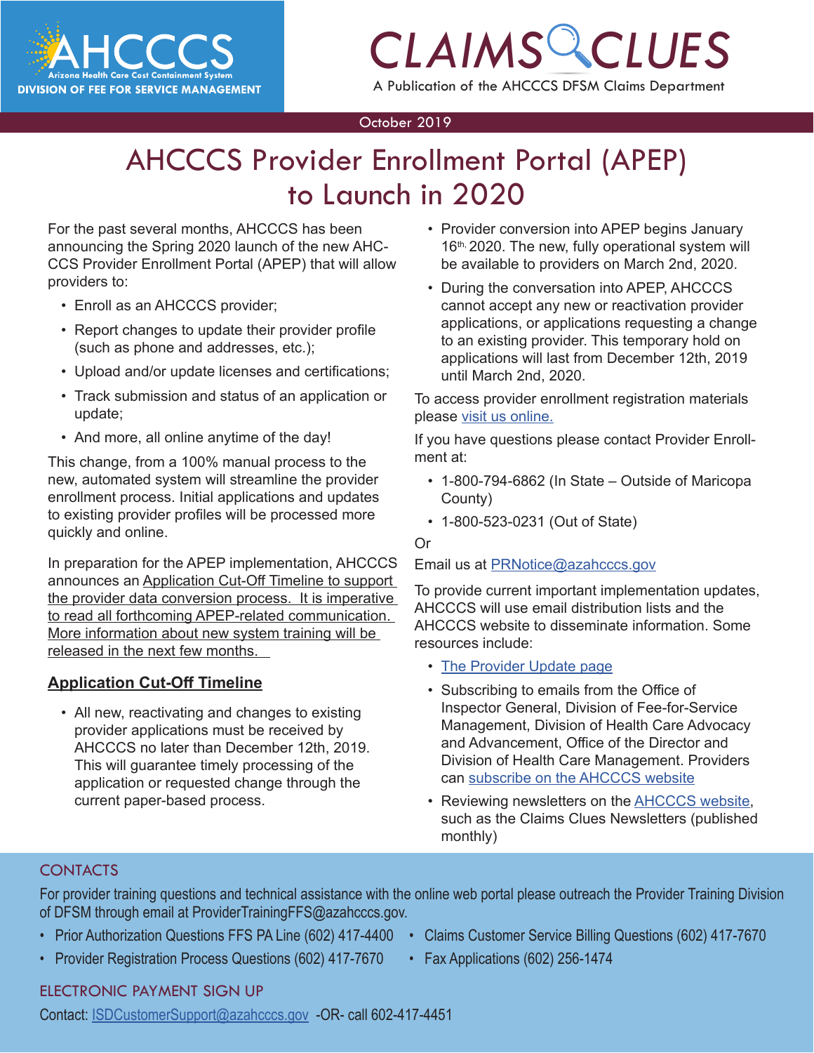# AHCCCS

Arizona Health Care Cost Containment System

DIVISION OF FEE FOR SERVICE MANAGEMENT

# CLAIMS CLUES

A Publication of the AHCCCS DFSM Claims Department

October 2019

## AHCCCS Provider Enrollment Portal (APEP) to Launch in 2020

For the past several months, AHCCCS has been announcing the Spring 2020 launch of the new AHCCCS Provider Enrollment Portal (APEP) that will allow providers to:

- Enroll as an AHCCCS provider;
- Report changes to update their provider profile (such as phone and addresses, etc.);
- Upload and/or update licenses and certifications;
- Track submission and status of an application or update;
- And more, all online anytime of the day!

This change, from a 100% manual process to the new, automated system will streamline the provider enrollment process. Initial applications and updates to existing provider profiles will be processed more quickly and online.

In preparation for the APEP implementation, AHCCCS announces an Application Cut-Off Timeline to support the provider data conversion process. It is imperative to read all forthcoming APEP-related communication. More information about new system training will be released in the next few months.

### Application Cut-Off Timeline

- All new, reactivating and changes to existing provider applications must be received by AHCCCS no later than December 12th, 2019. This will guarantee timely processing of the application or requested change through the current paper-based process.
- Provider conversion into APEP begins January 16th, 2020. The new, fully operational system will be available to providers on March 2nd, 2020.
- During the conversation into APEP, AHCCCS cannot accept any new or reactivation provider applications, or applications requesting a change to an existing provider. This temporary hold on applications will last from December 12th, 2019 until March 2nd, 2020.

To access provider enrollment registration materials please visit us online.

If you have questions please contact Provider Enrollment at:

- 1-800-794-6862 (In State – Outside of Maricopa County)
- 1-800-523-0231 (Out of State)

Or

Email us at PRNotice@azahcccs.gov

To provide current important implementation updates, AHCCCS will use email distribution lists and the AHCCCS website to disseminate information. Some resources include:

- The Provider Update page
- Subscribing to emails from the Office of Inspector General, Division of Fee-for-Service Management, Division of Health Care Advocacy and Advancement, Office of the Director and Division of Health Care Management. Providers can subscribe on the AHCCCS website
- Reviewing newsletters on the AHCCCS website, such as the Claims Clues Newsletters (published monthly)

## CONTACTS

For provider training questions and technical assistance with the online web portal please outreach the Provider Training Division of DFSM through email at ProviderTrainingFFS@azahcccs.gov.

- Prior Authorization Questions FFS PA Line (602) 417-4400
- Claims Customer Service Billing Questions (602) 417-7670
- Provider Registration Process Questions (602) 417-7670
- Fax Applications (602) 256-1474

## ELECTRONIC PAYMENT SIGN UP

Contact: ISDCustomerSupport@azahcccs.gov -OR- call 602-417-4451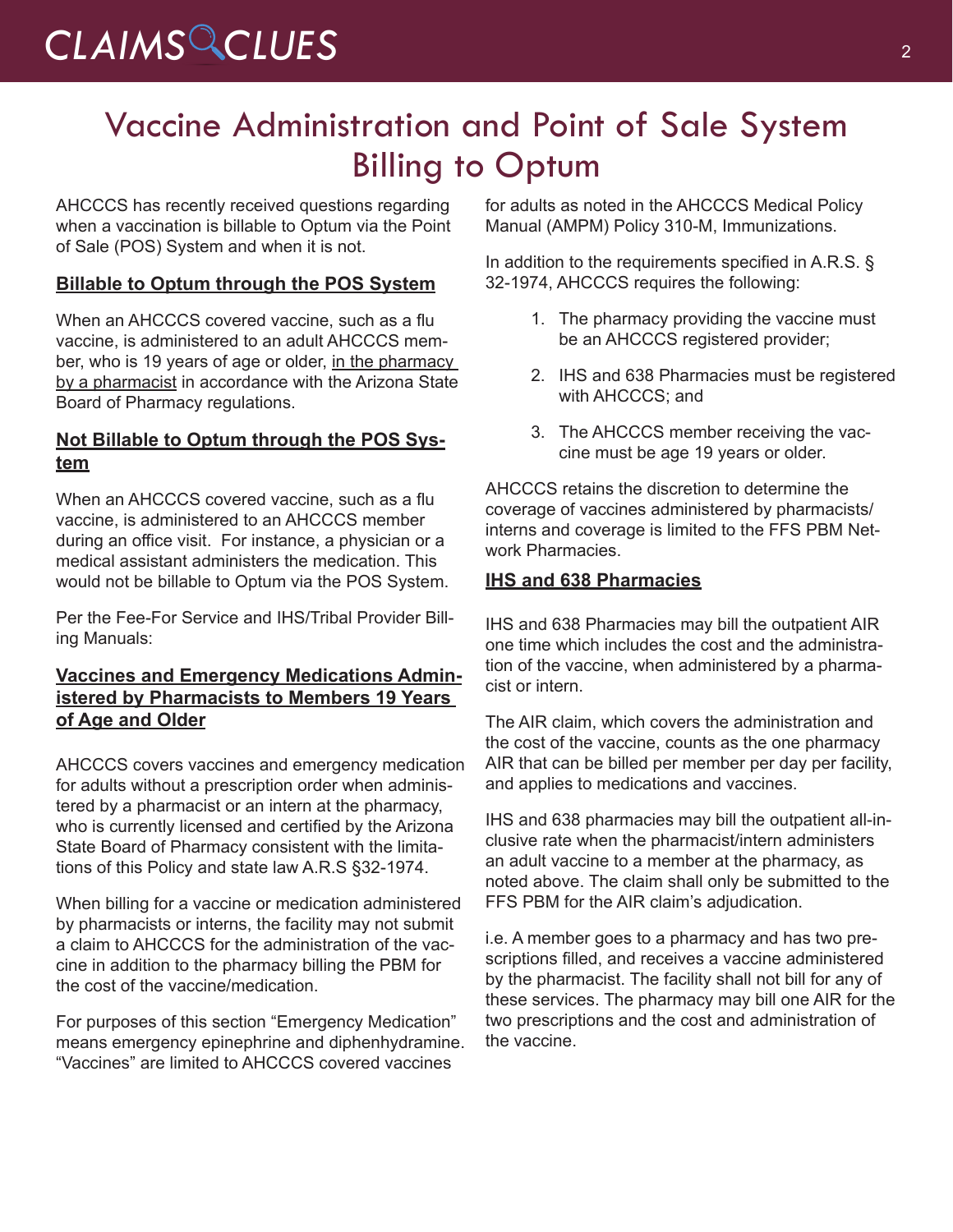# Vaccine Administration and Point of Sale System Billing to Optum

AHCCCS has recently received questions regarding when a vaccination is billable to Optum via the Point of Sale (POS) System and when it is not.

### Billable to Optum through the POS System

When an AHCCCS covered vaccine, such as a flu vaccine, is administered to an adult AHCCCS member, who is 19 years of age or older, in the pharmacy by a pharmacist in accordance with the Arizona State Board of Pharmacy regulations.

### Not Billable to Optum through the POS System

When an AHCCCS covered vaccine, such as a flu vaccine, is administered to an AHCCCS member during an office visit. For instance, a physician or a medical assistant administers the medication. This would not be billable to Optum via the POS System.

Per the Fee-For Service and IHS/Tribal Provider Billing Manuals:

### Vaccines and Emergency Medications Administered by Pharmacists to Members 19 Years of Age and Older

AHCCCS covers vaccines and emergency medication for adults without a prescription order when administered by a pharmacist or an intern at the pharmacy, who is currently licensed and certified by the Arizona State Board of Pharmacy consistent with the limitations of this Policy and state law A.R.S §32-1974.

When billing for a vaccine or medication administered by pharmacists or interns, the facility may not submit a claim to AHCCCS for the administration of the vaccine in addition to the pharmacy billing the PBM for the cost of the vaccine/medication.

For purposes of this section "Emergency Medication" means emergency epinephrine and diphenhydramine. "Vaccines" are limited to AHCCCS covered vaccines for adults as noted in the AHCCCS Medical Policy Manual (AMPM) Policy 310-M, Immunizations.

In addition to the requirements specified in A.R.S. § 32-1974, AHCCCS requires the following:

1. The pharmacy providing the vaccine must be an AHCCCS registered provider;
2. IHS and 638 Pharmacies must be registered with AHCCCS; and
3. The AHCCCS member receiving the vaccine must be age 19 years or older.

AHCCCS retains the discretion to determine the coverage of vaccines administered by pharmacists/interns and coverage is limited to the FFS PBM Network Pharmacies.

### IHS and 638 Pharmacies

IHS and 638 Pharmacies may bill the outpatient AIR one time which includes the cost and the administration of the vaccine, when administered by a pharmacist or intern.

The AIR claim, which covers the administration and the cost of the vaccine, counts as the one pharmacy AIR that can be billed per member per day per facility, and applies to medications and vaccines.

IHS and 638 pharmacies may bill the outpatient all-inclusive rate when the pharmacist/intern administers an adult vaccine to a member at the pharmacy, as noted above. The claim shall only be submitted to the FFS PBM for the AIR claim's adjudication.

i.e. A member goes to a pharmacy and has two prescriptions filled, and receives a vaccine administered by the pharmacist. The facility shall not bill for any of these services. The pharmacy may bill one AIR for the two prescriptions and the cost and administration of the vaccine.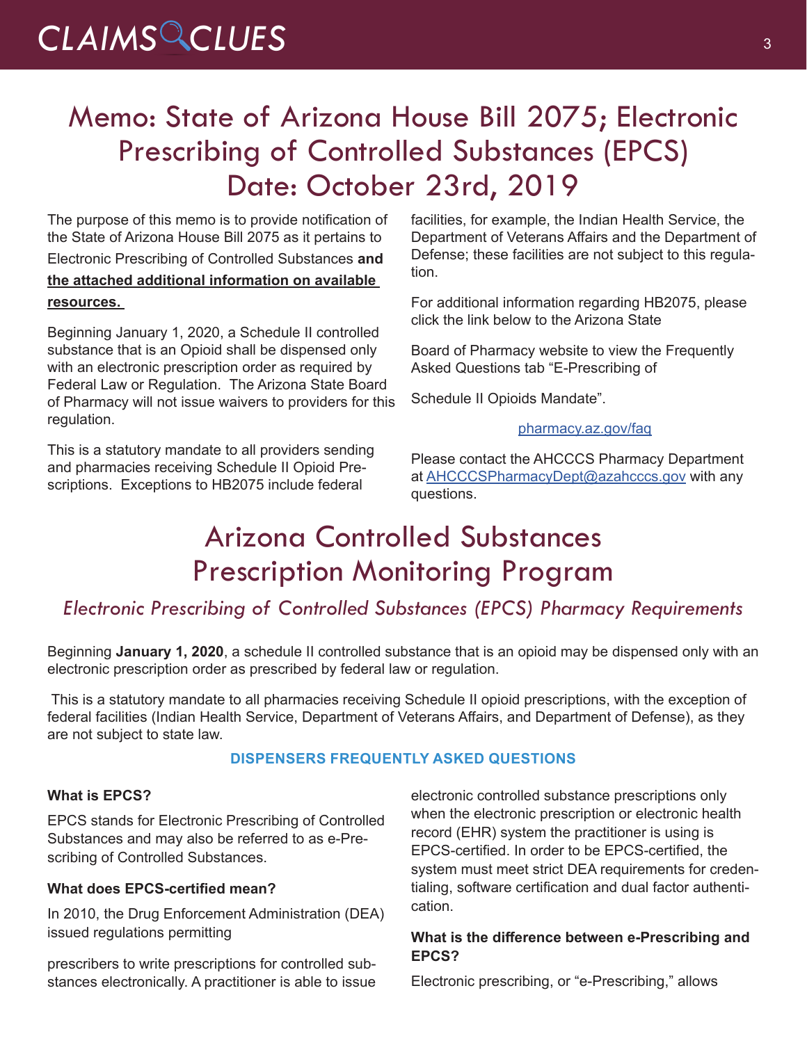# Memo: State of Arizona House Bill 2075; Electronic Prescribing of Controlled Substances (EPCS) Date: October 23rd, 2019

The purpose of this memo is to provide notification of the State of Arizona House Bill 2075 as it pertains to Electronic Prescribing of Controlled Substances **and the attached additional information on available resources.**

Beginning January 1, 2020, a Schedule II controlled substance that is an Opioid shall be dispensed only with an electronic prescription order as required by Federal Law or Regulation. The Arizona State Board of Pharmacy will not issue waivers to providers for this regulation.

This is a statutory mandate to all providers sending and pharmacies receiving Schedule II Opioid Prescriptions. Exceptions to HB2075 include federal facilities, for example, the Indian Health Service, the Department of Veterans Affairs and the Department of Defense; these facilities are not subject to this regulation.

For additional information regarding HB2075, please click the link below to the Arizona State

Board of Pharmacy website to view the Frequently Asked Questions tab "E-Prescribing of

Schedule II Opioids Mandate".

pharmacy.az.gov/faq

Please contact the AHCCCS Pharmacy Department at AHCCCSPharmacyDept@azahcccs.gov with any questions.

# Arizona Controlled Substances Prescription Monitoring Program

## *Electronic Prescribing of Controlled Substances (EPCS) Pharmacy Requirements*

Beginning **January 1, 2020**, a schedule II controlled substance that is an opioid may be dispensed only with an electronic prescription order as prescribed by federal law or regulation.

This is a statutory mandate to all pharmacies receiving Schedule II opioid prescriptions, with the exception of federal facilities (Indian Health Service, Department of Veterans Affairs, and Department of Defense), as they are not subject to state law.

### DISPENSERS FREQUENTLY ASKED QUESTIONS

**What is EPCS?**

EPCS stands for Electronic Prescribing of Controlled Substances and may also be referred to as e-Prescribing of Controlled Substances.

**What does EPCS-certified mean?**

In 2010, the Drug Enforcement Administration (DEA) issued regulations permitting

prescribers to write prescriptions for controlled substances electronically. A practitioner is able to issue electronic controlled substance prescriptions only when the electronic prescription or electronic health record (EHR) system the practitioner is using is EPCS-certified. In order to be EPCS-certified, the system must meet strict DEA requirements for credentialing, software certification and dual factor authentication.

**What is the difference between e-Prescribing and EPCS?**

Electronic prescribing, or "e-Prescribing," allows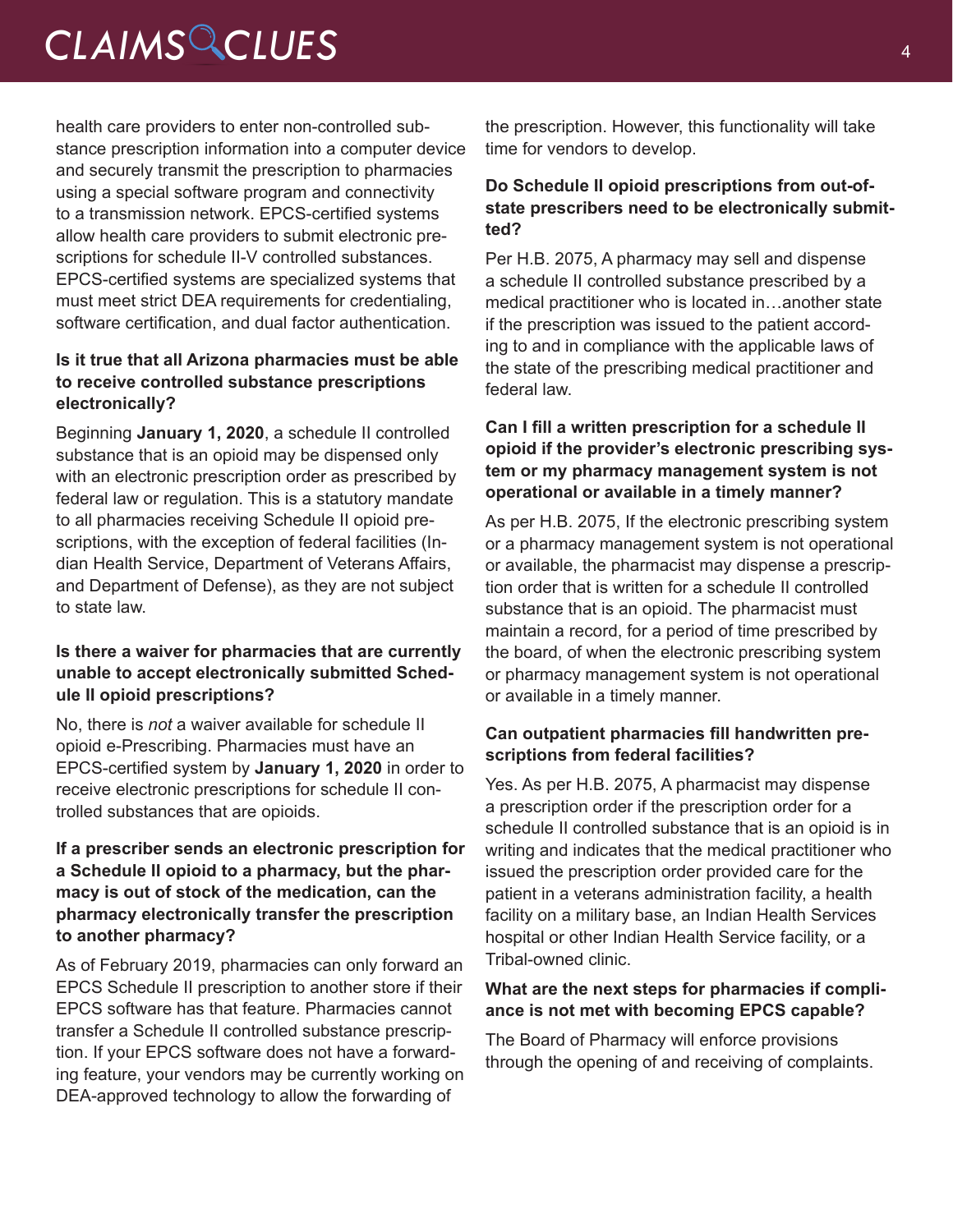health care providers to enter non-controlled substance prescription information into a computer device and securely transmit the prescription to pharmacies using a special software program and connectivity to a transmission network. EPCS-certified systems allow health care providers to submit electronic prescriptions for schedule II-V controlled substances. EPCS-certified systems are specialized systems that must meet strict DEA requirements for credentialing, software certification, and dual factor authentication.

**Is it true that all Arizona pharmacies must be able to receive controlled substance prescriptions electronically?**

Beginning **January 1, 2020**, a schedule II controlled substance that is an opioid may be dispensed only with an electronic prescription order as prescribed by federal law or regulation. This is a statutory mandate to all pharmacies receiving Schedule II opioid prescriptions, with the exception of federal facilities (Indian Health Service, Department of Veterans Affairs, and Department of Defense), as they are not subject to state law.

**Is there a waiver for pharmacies that are currently unable to accept electronically submitted Schedule II opioid prescriptions?**

No, there is *not* a waiver available for schedule II opioid e-Prescribing. Pharmacies must have an EPCS-certified system by **January 1, 2020** in order to receive electronic prescriptions for schedule II controlled substances that are opioids.

**If a prescriber sends an electronic prescription for a Schedule II opioid to a pharmacy, but the pharmacy is out of stock of the medication, can the pharmacy electronically transfer the prescription to another pharmacy?**

As of February 2019, pharmacies can only forward an EPCS Schedule II prescription to another store if their EPCS software has that feature. Pharmacies cannot transfer a Schedule II controlled substance prescription. If your EPCS software does not have a forwarding feature, your vendors may be currently working on DEA-approved technology to allow the forwarding of the prescription. However, this functionality will take time for vendors to develop.

**Do Schedule II opioid prescriptions from out-of-state prescribers need to be electronically submitted?**

Per H.B. 2075, A pharmacy may sell and dispense a schedule II controlled substance prescribed by a medical practitioner who is located in…another state if the prescription was issued to the patient according to and in compliance with the applicable laws of the state of the prescribing medical practitioner and federal law.

**Can I fill a written prescription for a schedule II opioid if the provider's electronic prescribing system or my pharmacy management system is not operational or available in a timely manner?**

As per H.B. 2075, If the electronic prescribing system or a pharmacy management system is not operational or available, the pharmacist may dispense a prescription order that is written for a schedule II controlled substance that is an opioid. The pharmacist must maintain a record, for a period of time prescribed by the board, of when the electronic prescribing system or pharmacy management system is not operational or available in a timely manner.

**Can outpatient pharmacies fill handwritten prescriptions from federal facilities?**

Yes. As per H.B. 2075, A pharmacist may dispense a prescription order if the prescription order for a schedule II controlled substance that is an opioid is in writing and indicates that the medical practitioner who issued the prescription order provided care for the patient in a veterans administration facility, a health facility on a military base, an Indian Health Services hospital or other Indian Health Service facility, or a Tribal-owned clinic.

**What are the next steps for pharmacies if compliance is not met with becoming EPCS capable?**

The Board of Pharmacy will enforce provisions through the opening of and receiving of complaints.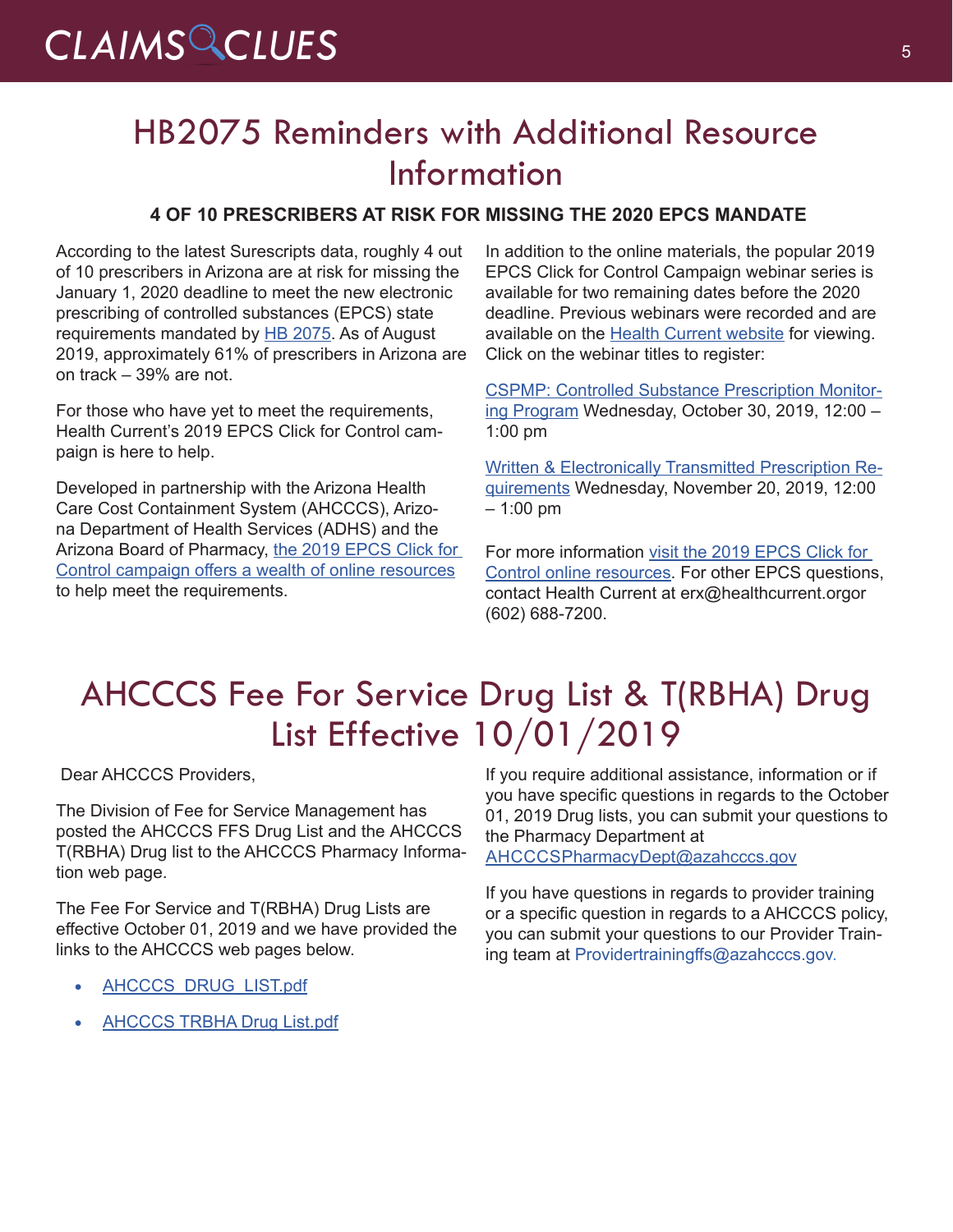# HB2075 Reminders with Additional Resource Information

**4 OF 10 PRESCRIBERS AT RISK FOR MISSING THE 2020 EPCS MANDATE**

According to the latest Surescripts data, roughly 4 out of 10 prescribers in Arizona are at risk for missing the January 1, 2020 deadline to meet the new electronic prescribing of controlled substances (EPCS) state requirements mandated by HB 2075. As of August 2019, approximately 61% of prescribers in Arizona are on track – 39% are not.

For those who have yet to meet the requirements, Health Current's 2019 EPCS Click for Control campaign is here to help.

Developed in partnership with the Arizona Health Care Cost Containment System (AHCCCS), Arizona Department of Health Services (ADHS) and the Arizona Board of Pharmacy, the 2019 EPCS Click for Control campaign offers a wealth of online resources to help meet the requirements.

In addition to the online materials, the popular 2019 EPCS Click for Control Campaign webinar series is available for two remaining dates before the 2020 deadline. Previous webinars were recorded and are available on the Health Current website for viewing. Click on the webinar titles to register:

CSPMP: Controlled Substance Prescription Monitoring Program Wednesday, October 30, 2019, 12:00 – 1:00 pm

Written & Electronically Transmitted Prescription Requirements Wednesday, November 20, 2019, 12:00 – 1:00 pm

For more information visit the 2019 EPCS Click for Control online resources. For other EPCS questions, contact Health Current at erx@healthcurrent.orgor (602) 688-7200.

# AHCCCS Fee For Service Drug List & T(RBHA) Drug List Effective 10/01/2019

Dear AHCCCS Providers,

The Division of Fee for Service Management has posted the AHCCCS FFS Drug List and the AHCCCS T(RBHA) Drug list to the AHCCCS Pharmacy Information web page.

The Fee For Service and T(RBHA) Drug Lists are effective October 01, 2019 and we have provided the links to the AHCCCS web pages below.

- AHCCCS_DRUG_LIST.pdf
- AHCCCS TRBHA Drug List.pdf

If you require additional assistance, information or if you have specific questions in regards to the October 01, 2019 Drug lists, you can submit your questions to the Pharmacy Department at AHCCCSPharmacyDept@azahcccs.gov

If you have questions in regards to provider training or a specific question in regards to a AHCCCS policy, you can submit your questions to our Provider Training team at Providertrainingffs@azahcccs.gov.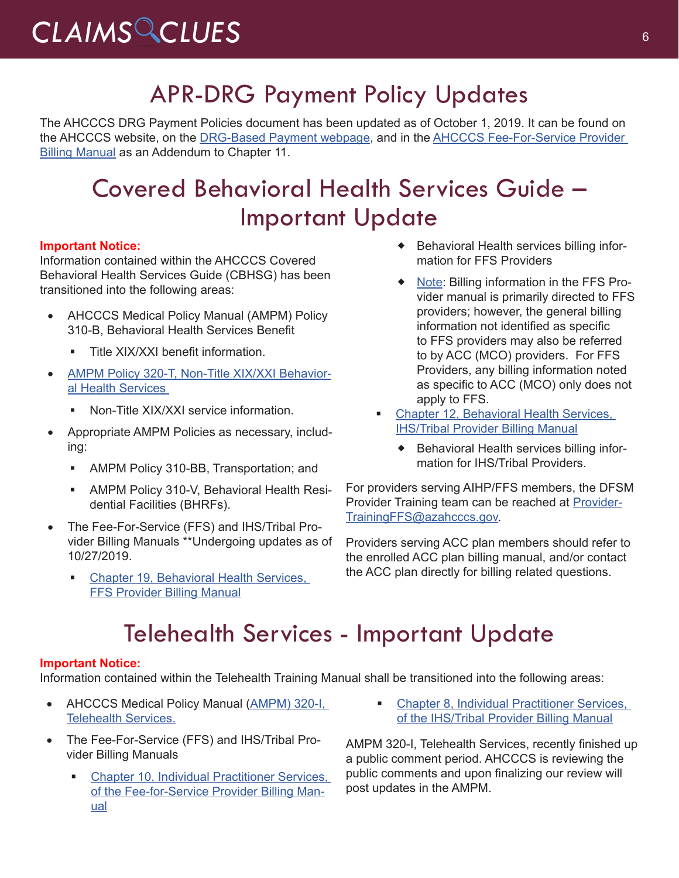# APR-DRG Payment Policy Updates

The AHCCCS DRG Payment Policies document has been updated as of October 1, 2019. It can be found on the AHCCCS website, on the DRG-Based Payment webpage, and in the AHCCCS Fee-For-Service Provider Billing Manual as an Addendum to Chapter 11.

# Covered Behavioral Health Services Guide – Important Update

**Important Notice:**
Information contained within the AHCCCS Covered Behavioral Health Services Guide (CBHSG) has been transitioned into the following areas:

- AHCCCS Medical Policy Manual (AMPM) Policy 310-B, Behavioral Health Services Benefit
  - Title XIX/XXI benefit information.
- AMPM Policy 320-T, Non-Title XIX/XXI Behavioral Health Services
  - Non-Title XIX/XXI service information.
- Appropriate AMPM Policies as necessary, including:
  - AMPM Policy 310-BB, Transportation; and
  - AMPM Policy 310-V, Behavioral Health Residential Facilities (BHRFs).
- The Fee-For-Service (FFS) and IHS/Tribal Provider Billing Manuals **Undergoing updates as of 10/27/2019.
  - Chapter 19, Behavioral Health Services, FFS Provider Billing Manual
    - Behavioral Health services billing information for FFS Providers
    - Note: Billing information in the FFS Provider manual is primarily directed to FFS providers; however, the general billing information not identified as specific to FFS providers may also be referred to by ACC (MCO) providers. For FFS Providers, any billing information noted as specific to ACC (MCO) only does not apply to FFS.
  - Chapter 12, Behavioral Health Services, IHS/Tribal Provider Billing Manual
    - Behavioral Health services billing information for IHS/Tribal Providers.

For providers serving AIHP/FFS members, the DFSM Provider Training team can be reached at ProviderTrainingFFS@azahcccs.gov.

Providers serving ACC plan members should refer to the enrolled ACC plan billing manual, and/or contact the ACC plan directly for billing related questions.

# Telehealth Services - Important Update

**Important Notice:**
Information contained within the Telehealth Training Manual shall be transitioned into the following areas:

- AHCCCS Medical Policy Manual (AMPM) 320-I, Telehealth Services.
- The Fee-For-Service (FFS) and IHS/Tribal Provider Billing Manuals
  - Chapter 10, Individual Practitioner Services, of the Fee-for-Service Provider Billing Manual
  - Chapter 8, Individual Practitioner Services, of the IHS/Tribal Provider Billing Manual

AMPM 320-I, Telehealth Services, recently finished up a public comment period. AHCCCS is reviewing the public comments and upon finalizing our review will post updates in the AMPM.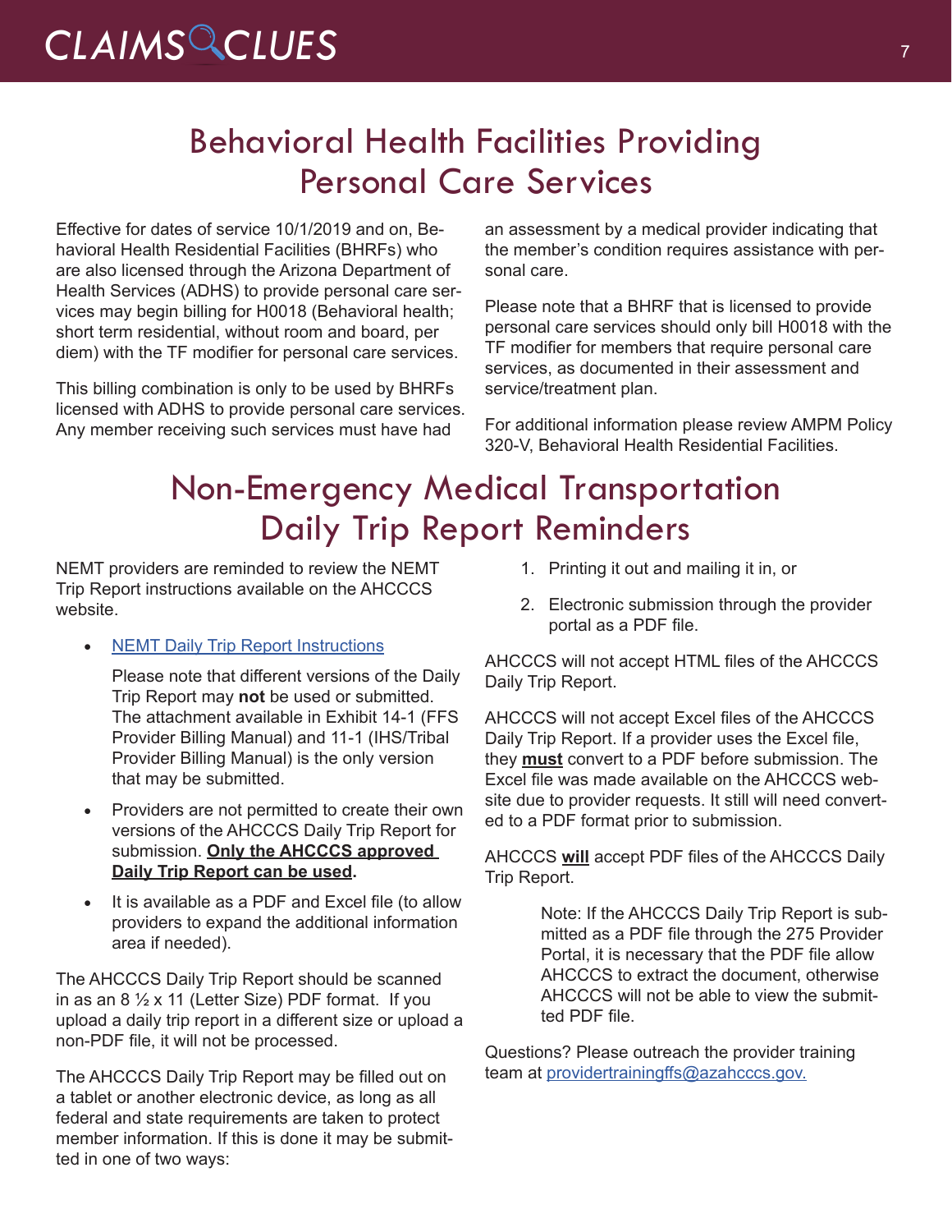# Behavioral Health Facilities Providing Personal Care Services

Effective for dates of service 10/1/2019 and on, Behavioral Health Residential Facilities (BHRFs) who are also licensed through the Arizona Department of Health Services (ADHS) to provide personal care services may begin billing for H0018 (Behavioral health; short term residential, without room and board, per diem) with the TF modifier for personal care services.

This billing combination is only to be used by BHRFs licensed with ADHS to provide personal care services. Any member receiving such services must have had an assessment by a medical provider indicating that the member's condition requires assistance with personal care.

Please note that a BHRF that is licensed to provide personal care services should only bill H0018 with the TF modifier for members that require personal care services, as documented in their assessment and service/treatment plan.

For additional information please review AMPM Policy 320-V, Behavioral Health Residential Facilities.

# Non-Emergency Medical Transportation Daily Trip Report Reminders

NEMT providers are reminded to review the NEMT Trip Report instructions available on the AHCCCS website.

- NEMT Daily Trip Report Instructions

  Please note that different versions of the Daily Trip Report may **not** be used or submitted. The attachment available in Exhibit 14-1 (FFS Provider Billing Manual) and 11-1 (IHS/Tribal Provider Billing Manual) is the only version that may be submitted.

- Providers are not permitted to create their own versions of the AHCCCS Daily Trip Report for submission. **Only the AHCCCS approved Daily Trip Report can be used.**
- It is available as a PDF and Excel file (to allow providers to expand the additional information area if needed).

The AHCCCS Daily Trip Report should be scanned in as an 8 ½ x 11 (Letter Size) PDF format. If you upload a daily trip report in a different size or upload a non-PDF file, it will not be processed.

The AHCCCS Daily Trip Report may be filled out on a tablet or another electronic device, as long as all federal and state requirements are taken to protect member information. If this is done it may be submitted in one of two ways:

1. Printing it out and mailing it in, or
2. Electronic submission through the provider portal as a PDF file.

AHCCCS will not accept HTML files of the AHCCCS Daily Trip Report.

AHCCCS will not accept Excel files of the AHCCCS Daily Trip Report. If a provider uses the Excel file, they **must** convert to a PDF before submission. The Excel file was made available on the AHCCCS website due to provider requests. It still will need converted to a PDF format prior to submission.

AHCCCS **will** accept PDF files of the AHCCCS Daily Trip Report.

> Note: If the AHCCCS Daily Trip Report is submitted as a PDF file through the 275 Provider Portal, it is necessary that the PDF file allow AHCCCS to extract the document, otherwise AHCCCS will not be able to view the submitted PDF file.

Questions? Please outreach the provider training team at providertrainingffs@azahcccs.gov.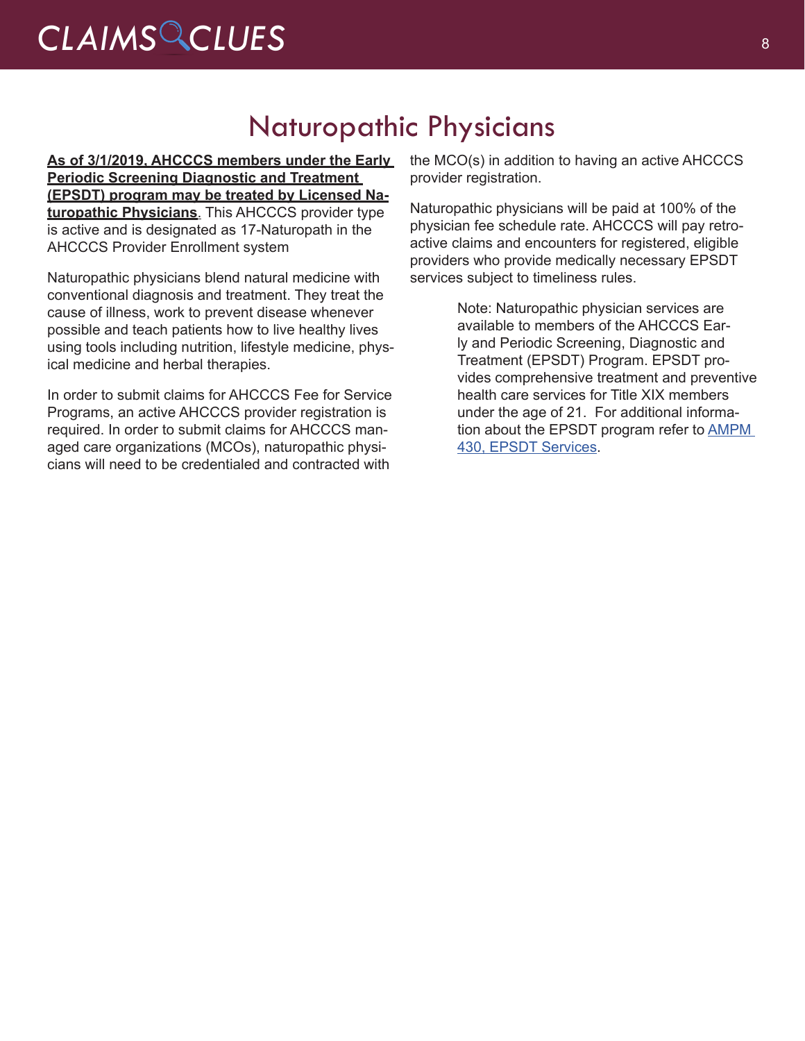# Naturopathic Physicians

**As of 3/1/2019, AHCCCS members under the Early Periodic Screening Diagnostic and Treatment (EPSDT) program may be treated by Licensed Naturopathic Physicians**. This AHCCCS provider type is active and is designated as 17-Naturopath in the AHCCCS Provider Enrollment system

Naturopathic physicians blend natural medicine with conventional diagnosis and treatment. They treat the cause of illness, work to prevent disease whenever possible and teach patients how to live healthy lives using tools including nutrition, lifestyle medicine, physical medicine and herbal therapies.

In order to submit claims for AHCCCS Fee for Service Programs, an active AHCCCS provider registration is required. In order to submit claims for AHCCCS managed care organizations (MCOs), naturopathic physicians will need to be credentialed and contracted with the MCO(s) in addition to having an active AHCCCS provider registration.

Naturopathic physicians will be paid at 100% of the physician fee schedule rate. AHCCCS will pay retroactive claims and encounters for registered, eligible providers who provide medically necessary EPSDT services subject to timeliness rules.

> Note: Naturopathic physician services are available to members of the AHCCCS Early and Periodic Screening, Diagnostic and Treatment (EPSDT) Program. EPSDT provides comprehensive treatment and preventive health care services for Title XIX members under the age of 21. For additional information about the EPSDT program refer to AMPM 430, EPSDT Services.